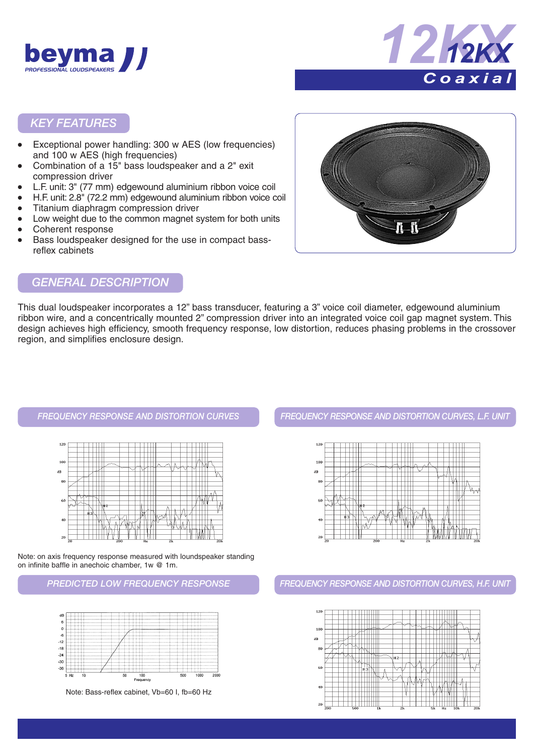# beyma PROFESSIONAL LOUDSPEAKERS

# 12KX Coaxial

## KEY FEATURES

- Exceptional power handling: 300 w AES (low frequencies) and 100 w AES (high frequencies)
- Combination of a 15" bass loudspeaker and a 2" exit compression driver
- L.F. unit: 3" (77 mm) edgewound aluminium ribbon voice coil
- H.F. unit: 2.8" (72.2 mm) edgewound aluminium ribbon voice coil
- Titanium diaphragm compression driver
- Low weight due to the common magnet system for both units
- Coherent response
- Bass loudspeaker designed for the use in compact bass-reflex cabinets

## GENERAL DESCRIPTION

This dual loudspeaker incorporates a 12" bass transducer, featuring a 3" voice coil diameter, edgewound aluminium ribbon wire, and a concentrically mounted 2" compression driver into an integrated voice coil gap magnet system. This design achieves high efficiency, smooth frequency response, low distortion, reduces phasing problems in the crossover region, and simplifies enclosure design.

## FREQUENCY RESPONSE AND DISTORTION CURVES

Note: on axis frequency response measured with loundspeaker standing on infinite baffle in anechoic chamber, 1w @ 1m.

## FREQUENCY RESPONSE AND DISTORTION CURVES, L.F. UNIT

## PREDICTED LOW FREQUENCY RESPONSE

Note: Bass-reflex cabinet, Vb=60 l, fb=60 Hz

## FREQUENCY RESPONSE AND DISTORTION CURVES, H.F. UNIT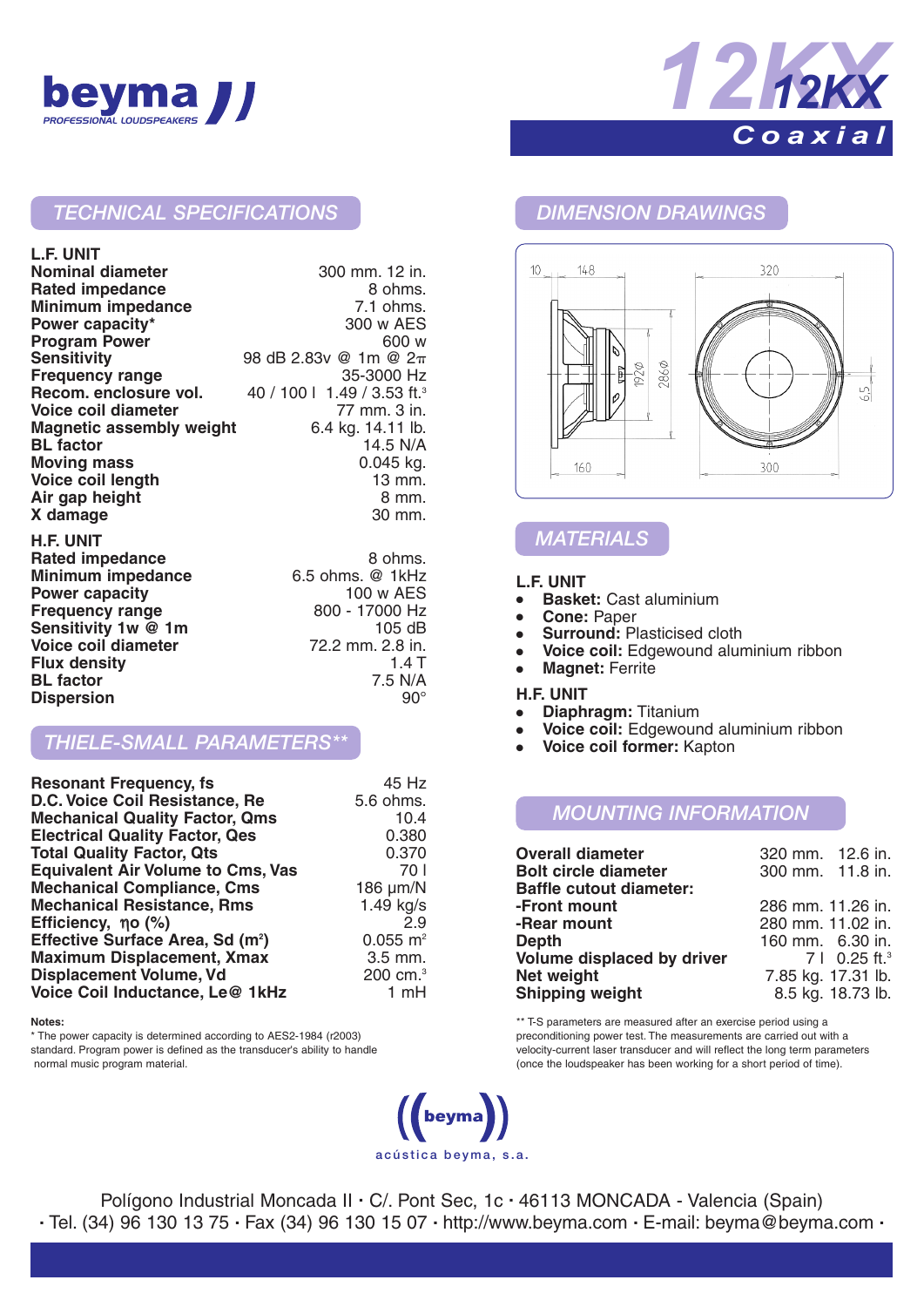# 12KX Coaxial

## TECHNICAL SPECIFICATIONS

**L.F. UNIT**

| | |
|---|---|
| **Nominal diameter** | 300 mm. 12 in. |
| **Rated impedance** | 8 ohms. |
| **Minimum impedance** | 7.1 ohms. |
| **Power capacity*** | 300 w AES |
| **Program Power** | 600 w |
| **Sensitivity** | 98 dB 2.83v @ 1m @ $2\pi$ |
| **Frequency range** | 35-3000 Hz |
| **Recom. enclosure vol.** | 40 / 100 l 1.49 / 3.53 ft.$^3$ |
| **Voice coil diameter** | 77 mm. 3 in. |
| **Magnetic assembly weight** | 6.4 kg. 14.11 lb. |
| **BL factor** | 14.5 N/A |
| **Moving mass** | 0.045 kg. |
| **Voice coil length** | 13 mm. |
| **Air gap height** | 8 mm. |
| **X damage** | 30 mm. |

**H.F. UNIT**

| | |
|---|---|
| **Rated impedance** | 8 ohms. |
| **Minimum impedance** | 6.5 ohms. @ 1kHz |
| **Power capacity** | 100 w AES |
| **Frequency range** | 800 - 17000 Hz |
| **Sensitivity 1w @ 1m** | 105 dB |
| **Voice coil diameter** | 72.2 mm. 2.8 in. |
| **Flux density** | 1.4 T |
| **BL factor** | 7.5 N/A |
| **Dispersion** | 90° |

## THIELE-SMALL PARAMETERS**

| | |
|---|---|
| **Resonant Frequency, fs** | 45 Hz |
| **D.C. Voice Coil Resistance, Re** | 5.6 ohms. |
| **Mechanical Quality Factor, Qms** | 10.4 |
| **Electrical Quality Factor, Qes** | 0.380 |
| **Total Quality Factor, Qts** | 0.370 |
| **Equivalent Air Volume to Cms, Vas** | 70 l |
| **Mechanical Compliance, Cms** | 186 µm/N |
| **Mechanical Resistance, Rms** | 1.49 kg/s |
| **Efficiency, $\eta o$ (%)** | 2.9 |
| **Effective Surface Area, Sd ($m^2$)** | 0.055 $m^2$ |
| **Maximum Displacement, Xmax** | 3.5 mm. |
| **Displacement Volume, Vd** | 200 cm.$^3$ |
| **Voice Coil Inductance, Le@ 1kHz** | 1 mH |

**Notes:**

* The power capacity is determined according to AES2-1984 (r2003) standard. Program power is defined as the transducer's ability to handle normal music program material.

## DIMENSION DRAWINGS

10 148 320
192Ø 286Ø 6.5
160 300

## MATERIALS

**L.F. UNIT**

- **Basket:** Cast aluminium
- **Cone:** Paper
- **Surround:** Plasticised cloth
- **Voice coil:** Edgewound aluminium ribbon
- **Magnet:** Ferrite

**H.F. UNIT**

- **Diaphragm:** Titanium
- **Voice coil:** Edgewound aluminium ribbon
- **Voice coil former:** Kapton

## MOUNTING INFORMATION

| | |
|---|---|
| **Overall diameter** | 320 mm. 12.6 in. |
| **Bolt circle diameter** | 300 mm. 11.8 in. |
| **Baffle cutout diameter:** | |
| **-Front mount** | 286 mm. 11.26 in. |
| **-Rear mount** | 280 mm. 11.02 in. |
| **Depth** | 160 mm. 6.30 in. |
| **Volume displaced by driver** | 7 l 0.25 ft.$^3$ |
| **Net weight** | 7.85 kg. 17.31 lb. |
| **Shipping weight** | 8.5 kg. 18.73 lb. |

** T-S parameters are measured after an exercise period using a preconditioning power test. The measurements are carried out with a velocity-current laser transducer and will reflect the long term parameters (once the loudspeaker has been working for a short period of time).

acústica beyma, s.a.

Polígono Industrial Moncada II · C/. Pont Sec, 1c · 46113 MONCADA - Valencia (Spain)
· Tel. (34) 96 130 13 75 · Fax (34) 96 130 15 07 · http://www.beyma.com · E-mail: beyma@beyma.com ·